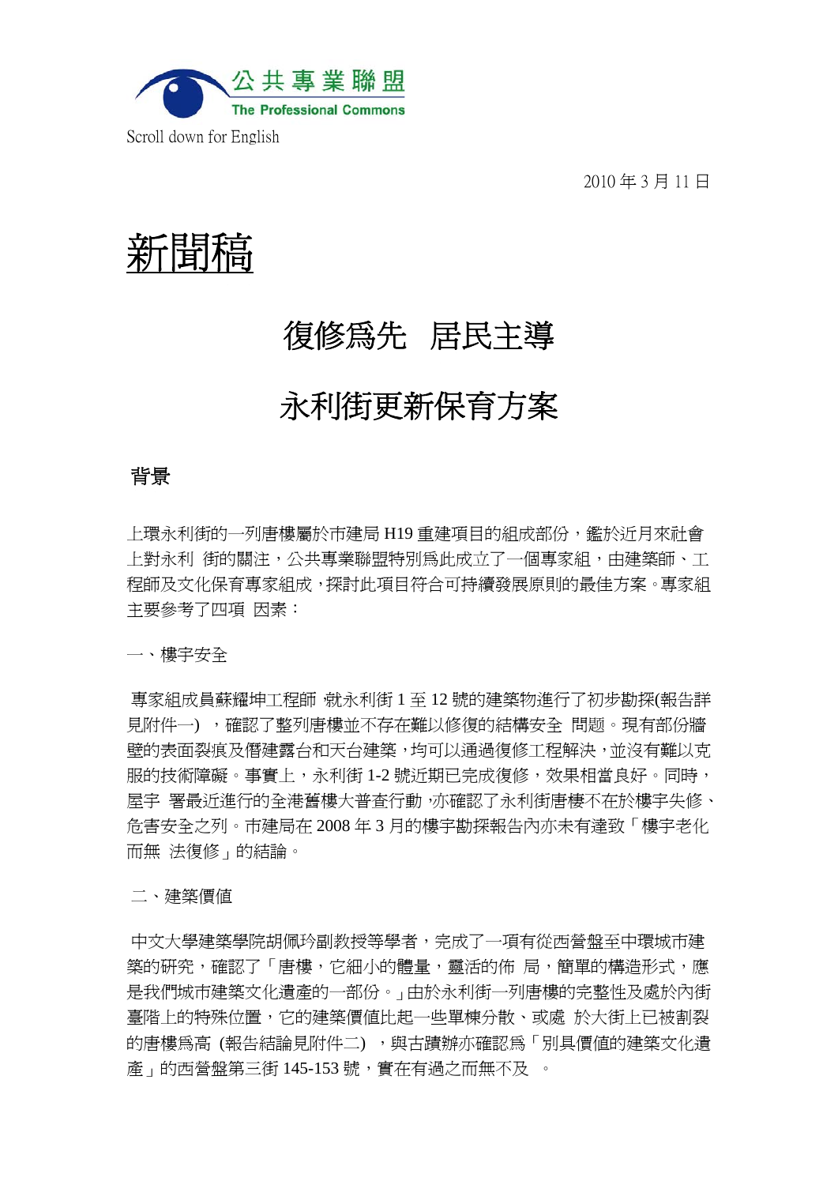公共專業聯盟
The Professional Commons

Scroll down for English

2010 年 3 月 11 日

# 新聞稿

## 復修爲先　居民主導

## 永利街更新保育方案

### 背景

上環永利街的一列唐樓屬於市建局 H19 重建項目的組成部份，鑑於近月來社會上對永利 街的關注，公共專業聯盟特別爲此成立了一個專家組，由建築師、工程師及文化保育專家組成，探討此項目符合可持續發展原則的最佳方案。專家組主要參考了四項 因素：

一、樓宇安全

專家組成員蘇耀坤工程師，就永利街 1 至 12 號的建築物進行了初步勘探(報告詳見附件一) ，確認了整列唐樓並不存在難以修復的結構安全 問題。現有部份牆壁的表面裂痕及僭建露台和天台建築，均可以通過復修工程解決，並沒有難以克服的技術障礙。事實上，永利街 1-2 號近期已完成復修，效果相當良好。同時，屋宇 署最近進行的全港舊樓大普查行動，亦確認了永利街唐樓不在於樓宇失修、危害安全之列。市建局在 2008 年 3 月的樓宇勘探報告內亦未有達致「樓宇老化而無 法復修」的結論。

二、建築價值

中文大學建築學院胡佩玲副教授等學者，完成了一項有從西營盤至中環城市建築的研究，確認了「唐樓，它細小的體量，靈活的佈 局，簡單的構造形式，應是我們城市建築文化遺產的一部份。」由於永利街一列唐樓的完整性及處於內街臺階上的特殊位置，它的建築價值比起一些單棟分散、或處 於大街上已被割裂的唐樓爲高 (報告結論見附件二) ，與古蹟辦亦確認爲「別具價值的建築文化遺產」的西營盤第三街 145-153 號，實在有過之而無不及 。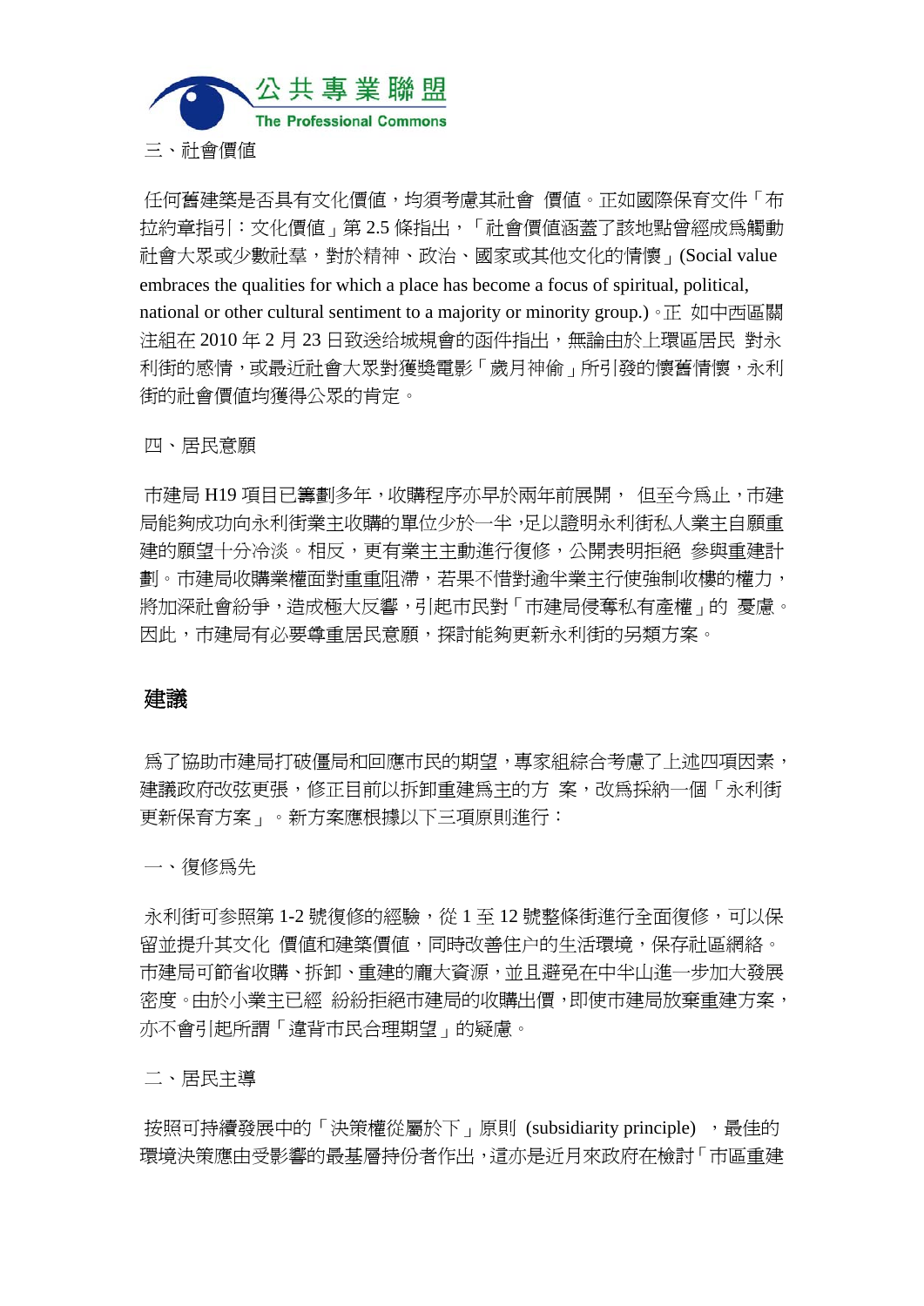三、社會價值

任何舊建築是否具有文化價值，均須考慮其社會價值。正如國際保育文件「布拉約章指引：文化價值」第 2.5 條指出，「社會價值涵蓋了該地點曾經成爲觸動社會大眾或少數社羣，對於精神、政治、國家或其他文化的情懷」(Social value embraces the qualities for which a place has become a focus of spiritual, political, national or other cultural sentiment to a majority or minority group.)。正如中西區關注組在 2010 年 2 月 23 日致送给城規會的函件指出，無論由於上環區居民對永利街的感情，或最近社會大眾對獲獎電影「歲月神偷」所引發的懷舊情懷，永利街的社會價值均獲得公眾的肯定。

四、居民意願

市建局 H19 項目已籌劃多年，收購程序亦早於兩年前展開，但至今爲止，市建局能夠成功向永利街業主收購的單位少於一半，足以證明永利街私人業主自願重建的願望十分冷淡。相反，更有業主主動進行復修，公開表明拒絕參與重建計劃。市建局收購業權面對重重阻滯，若果不惜對逾半業主行使強制收樓的權力，將加深社會紛爭，造成極大反響，引起市民對「市建局侵奪私有產權」的憂慮。因此，市建局有必要尊重居民意願，探討能夠更新永利街的另類方案。

## 建議

爲了協助市建局打破僵局和回應市民的期望，專家組綜合考慮了上述四項因素，建議政府改弦更張，修正目前以拆卸重建爲主的方案，改爲採納一個「永利街更新保育方案」。新方案應根據以下三項原則進行：

一、復修爲先

永利街可參照第 1-2 號復修的經驗，從 1 至 12 號整條街進行全面復修，可以保留並提升其文化價值和建築價值，同時改善住户的生活環境，保存社區網絡。市建局可節省收購、拆卸、重建的龐大資源，並且避免在中半山進一步加大發展密度。由於小業主已經紛紛拒絕市建局的收購出價，即使市建局放棄重建方案，亦不會引起所謂「違背市民合理期望」的疑慮。

二、居民主導

按照可持續發展中的「決策權從屬於下」原則 (subsidiarity principle)，最佳的環境決策應由受影響的最基層持份者作出，這亦是近月來政府在檢討「市區重建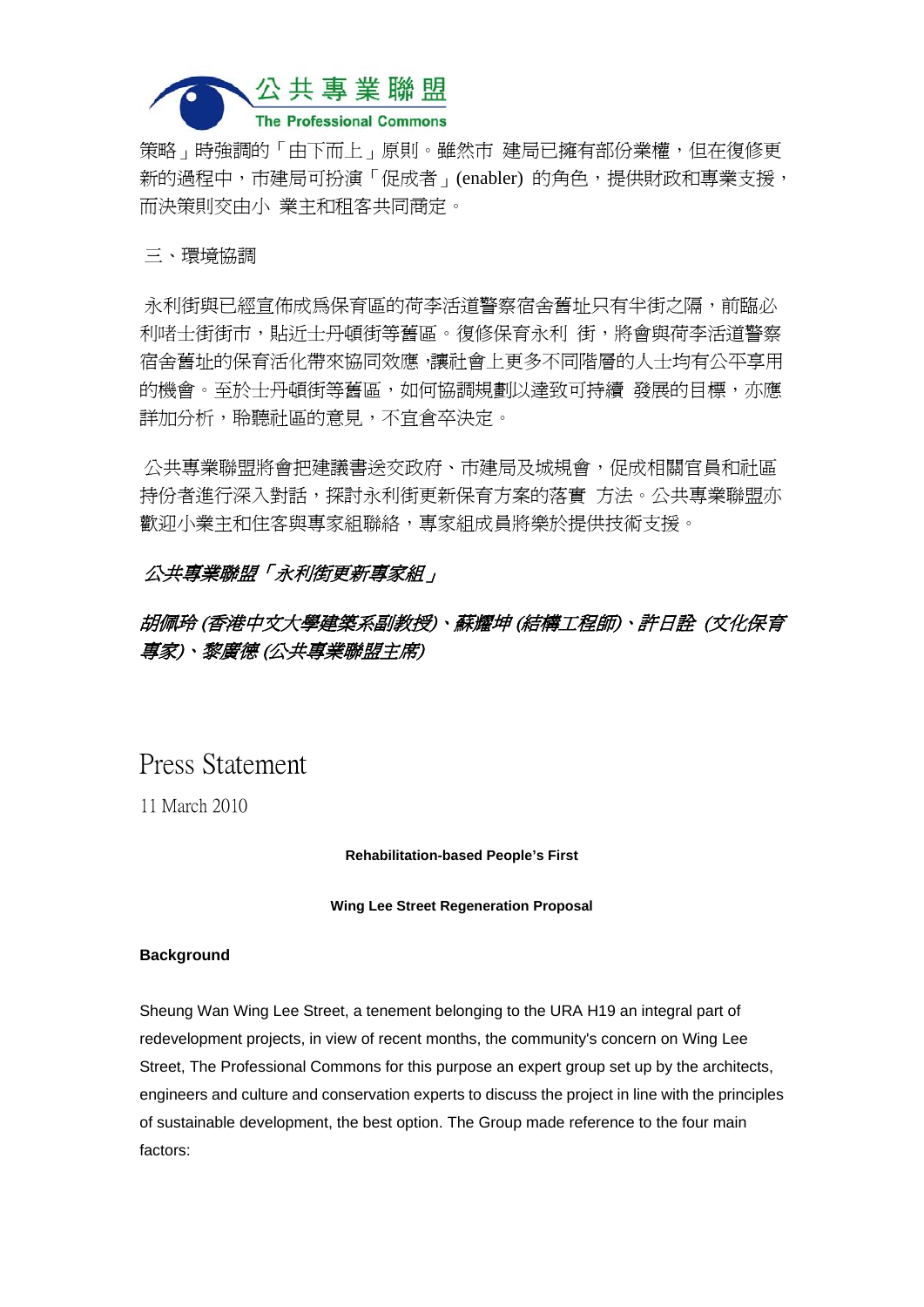策略」時強調的「由下而上」原則。雖然市 建局已擁有部份業權，但在復修更新的過程中，市建局可扮演「促成者」(enabler) 的角色，提供財政和專業支援，而決策則交由小 業主和租客共同商定。

三、環境協調

永利街與已經宣佈成爲保育區的荷李活道警察宿舍舊址只有半街之隔，前臨必利啫士街街市，貼近士丹頓街等舊區。復修保育永利 街，將會與荷李活道警察宿舍舊址的保育活化帶來協同效應，讓社會上更多不同階層的人士均有公平享用的機會。至於士丹頓街等舊區，如何協調規劃以達致可持續 發展的目標，亦應詳加分析，聆聽社區的意見，不宜倉卒決定。

公共專業聯盟將會把建議書送交政府、市建局及城規會，促成相關官員和社區持份者進行深入對話，探討永利街更新保育方案的落實 方法。公共專業聯盟亦歡迎小業主和住客與專家組聯絡，專家組成員將樂於提供技術支援。

*公共專業聯盟「永利街更新專家組」*

*胡佩玲 (香港中文大學建築系副教授)、蘇耀坤 (結構工程師)、許日詮 (文化保育專家)、黎廣德 (公共專業聯盟主席)*

# Press Statement

11 March 2010

**Rehabilitation-based People's First**

**Wing Lee Street Regeneration Proposal**

**Background**

Sheung Wan Wing Lee Street, a tenement belonging to the URA H19 an integral part of redevelopment projects, in view of recent months, the community's concern on Wing Lee Street, The Professional Commons for this purpose an expert group set up by the architects, engineers and culture and conservation experts to discuss the project in line with the principles of sustainable development, the best option. The Group made reference to the four main factors: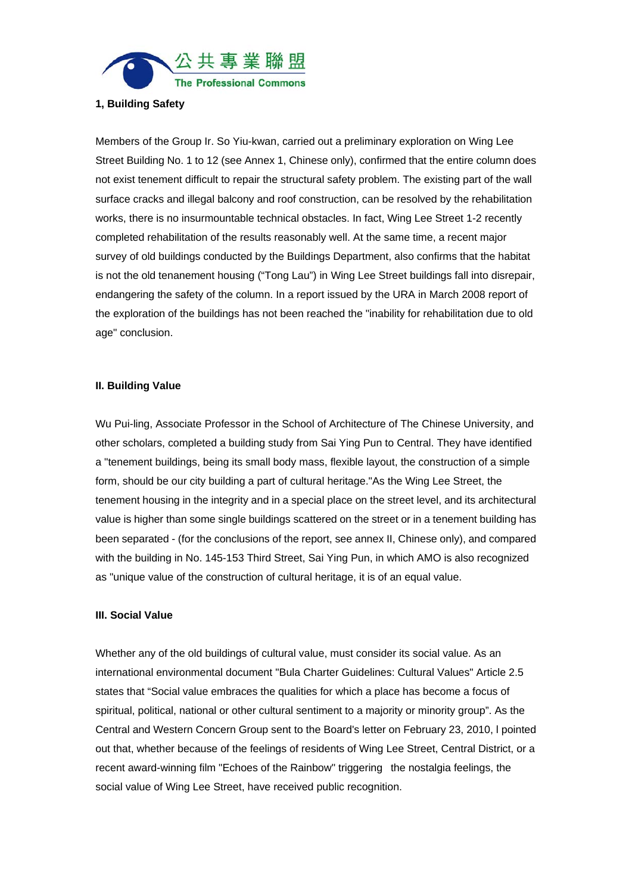公共專業聯盟
The Professional Commons

**1, Building Safety**

Members of the Group Ir. So Yiu-kwan, carried out a preliminary exploration on Wing Lee Street Building No. 1 to 12 (see Annex 1, Chinese only), confirmed that the entire column does not exist tenement difficult to repair the structural safety problem. The existing part of the wall surface cracks and illegal balcony and roof construction, can be resolved by the rehabilitation works, there is no insurmountable technical obstacles. In fact, Wing Lee Street 1-2 recently completed rehabilitation of the results reasonably well. At the same time, a recent major survey of old buildings conducted by the Buildings Department, also confirms that the habitat is not the old tenanement housing ("Tong Lau") in Wing Lee Street buildings fall into disrepair, endangering the safety of the column. In a report issued by the URA in March 2008 report of the exploration of the buildings has not been reached the "inability for rehabilitation due to old age" conclusion.

**II. Building Value**

Wu Pui-ling, Associate Professor in the School of Architecture of The Chinese University, and other scholars, completed a building study from Sai Ying Pun to Central. They have identified a "tenement buildings, being its small body mass, flexible layout, the construction of a simple form, should be our city building a part of cultural heritage."As the Wing Lee Street, the tenement housing in the integrity and in a special place on the street level, and its architectural value is higher than some single buildings scattered on the street or in a tenement building has been separated - (for the conclusions of the report, see annex II, Chinese only), and compared with the building in No. 145-153 Third Street, Sai Ying Pun, in which AMO is also recognized as "unique value of the construction of cultural heritage, it is of an equal value.

**III. Social Value**

Whether any of the old buildings of cultural value, must consider its social value. As an international environmental document "Bula Charter Guidelines: Cultural Values" Article 2.5 states that "Social value embraces the qualities for which a place has become a focus of spiritual, political, national or other cultural sentiment to a majority or minority group". As the Central and Western Concern Group sent to the Board's letter on February 23, 2010, I pointed out that, whether because of the feelings of residents of Wing Lee Street, Central District, or a recent award-winning film "Echoes of the Rainbow" triggering the nostalgia feelings, the social value of Wing Lee Street, have received public recognition.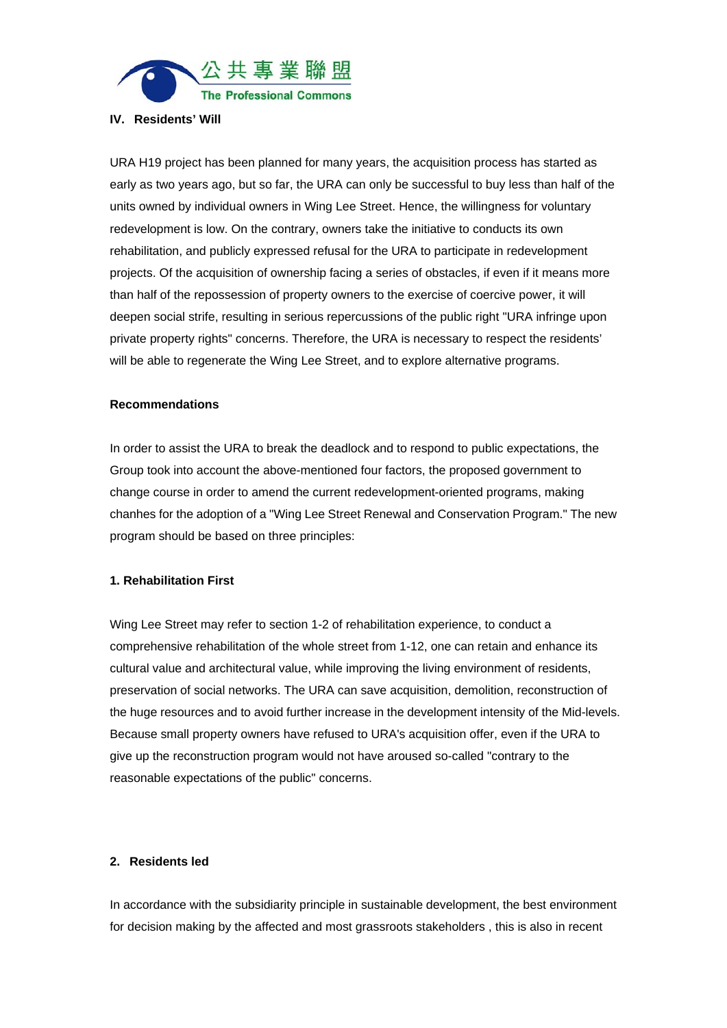## IV. Residents' Will

URA H19 project has been planned for many years, the acquisition process has started as early as two years ago, but so far, the URA can only be successful to buy less than half of the units owned by individual owners in Wing Lee Street. Hence, the willingness for voluntary redevelopment is low. On the contrary, owners take the initiative to conducts its own rehabilitation, and publicly expressed refusal for the URA to participate in redevelopment projects. Of the acquisition of ownership facing a series of obstacles, if even if it means more than half of the repossession of property owners to the exercise of coercive power, it will deepen social strife, resulting in serious repercussions of the public right "URA infringe upon private property rights" concerns. Therefore, the URA is necessary to respect the residents' will be able to regenerate the Wing Lee Street, and to explore alternative programs.

### Recommendations

In order to assist the URA to break the deadlock and to respond to public expectations, the Group took into account the above-mentioned four factors, the proposed government to change course in order to amend the current redevelopment-oriented programs, making chanhes for the adoption of a "Wing Lee Street Renewal and Conservation Program." The new program should be based on three principles:

### 1. Rehabilitation First

Wing Lee Street may refer to section 1-2 of rehabilitation experience, to conduct a comprehensive rehabilitation of the whole street from 1-12, one can retain and enhance its cultural value and architectural value, while improving the living environment of residents, preservation of social networks. The URA can save acquisition, demolition, reconstruction of the huge resources and to avoid further increase in the development intensity of the Mid-levels. Because small property owners have refused to URA's acquisition offer, even if the URA to give up the reconstruction program would not have aroused so-called "contrary to the reasonable expectations of the public" concerns.

### 2. Residents led

In accordance with the subsidiarity principle in sustainable development, the best environment for decision making by the affected and most grassroots stakeholders , this is also in recent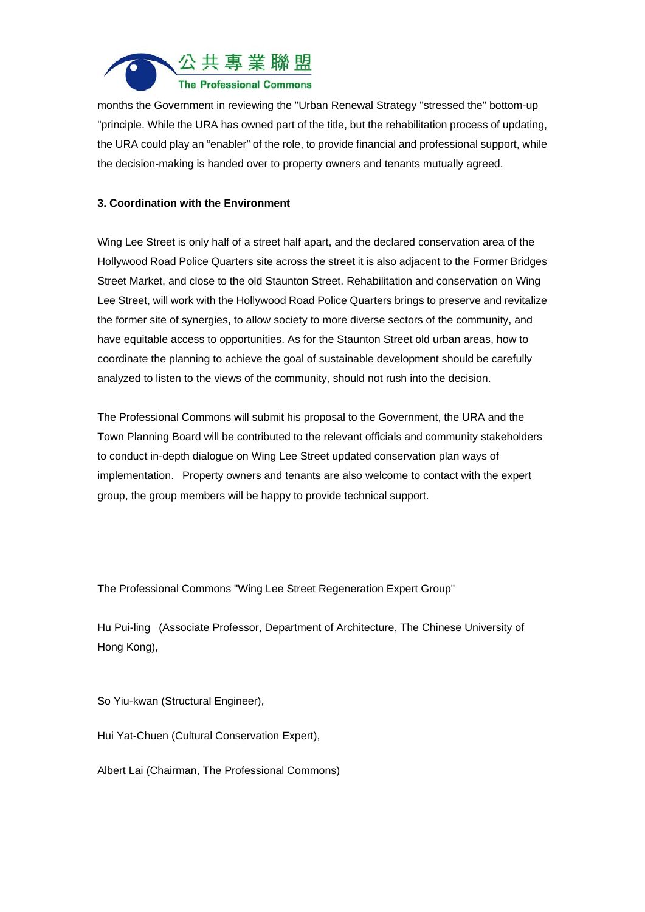months the Government in reviewing the "Urban Renewal Strategy "stressed the" bottom-up "principle. While the URA has owned part of the title, but the rehabilitation process of updating, the URA could play an “enabler” of the role, to provide financial and professional support, while the decision-making is handed over to property owners and tenants mutually agreed.

**3. Coordination with the Environment**

Wing Lee Street is only half of a street half apart, and the declared conservation area of the Hollywood Road Police Quarters site across the street it is also adjacent to the Former Bridges Street Market, and close to the old Staunton Street. Rehabilitation and conservation on Wing Lee Street, will work with the Hollywood Road Police Quarters brings to preserve and revitalize the former site of synergies, to allow society to more diverse sectors of the community, and have equitable access to opportunities. As for the Staunton Street old urban areas, how to coordinate the planning to achieve the goal of sustainable development should be carefully analyzed to listen to the views of the community, should not rush into the decision.

The Professional Commons will submit his proposal to the Government, the URA and the Town Planning Board will be contributed to the relevant officials and community stakeholders to conduct in-depth dialogue on Wing Lee Street updated conservation plan ways of implementation. Property owners and tenants are also welcome to contact with the expert group, the group members will be happy to provide technical support.

The Professional Commons "Wing Lee Street Regeneration Expert Group"

Hu Pui-ling (Associate Professor, Department of Architecture, The Chinese University of Hong Kong),

So Yiu-kwan (Structural Engineer),

Hui Yat-Chuen (Cultural Conservation Expert),

Albert Lai (Chairman, The Professional Commons)